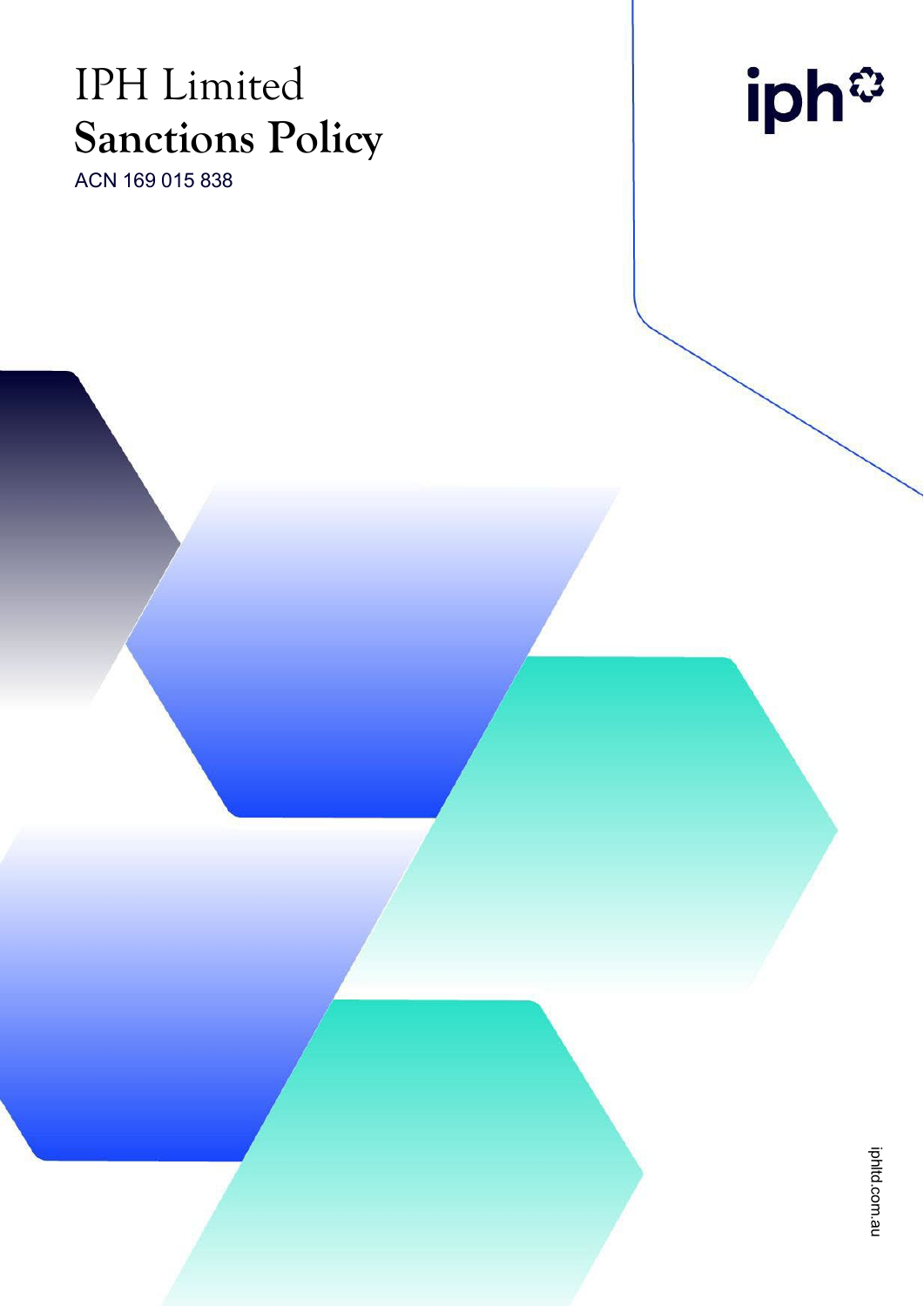# IPH Limited
# Sanctions Policy

ACN 169 015 838

iph

iphltd.com.au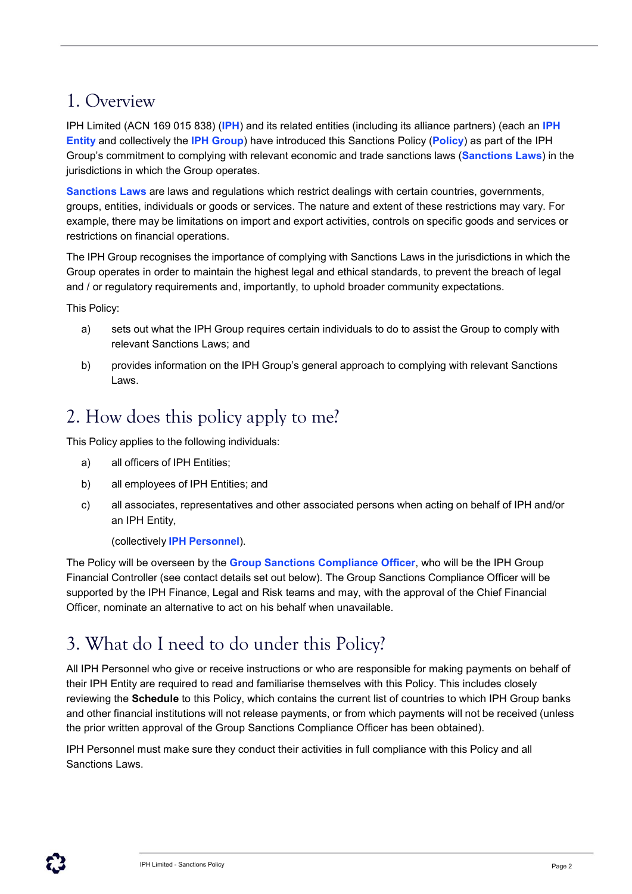# 1. Overview

IPH Limited (ACN 169 015 838) (**IPH**) and its related entities (including its alliance partners) (each an **IPH Entity** and collectively the **IPH Group**) have introduced this Sanctions Policy (**Policy**) as part of the IPH Group's commitment to complying with relevant economic and trade sanctions laws (**Sanctions Laws**) in the jurisdictions in which the Group operates.

**Sanctions Laws** are laws and regulations which restrict dealings with certain countries, governments, groups, entities, individuals or goods or services. The nature and extent of these restrictions may vary. For example, there may be limitations on import and export activities, controls on specific goods and services or restrictions on financial operations.

The IPH Group recognises the importance of complying with Sanctions Laws in the jurisdictions in which the Group operates in order to maintain the highest legal and ethical standards, to prevent the breach of legal and / or regulatory requirements and, importantly, to uphold broader community expectations.

This Policy:

a) sets out what the IPH Group requires certain individuals to do to assist the Group to comply with relevant Sanctions Laws; and

b) provides information on the IPH Group's general approach to complying with relevant Sanctions Laws.

# 2. How does this policy apply to me?

This Policy applies to the following individuals:

a) all officers of IPH Entities;

b) all employees of IPH Entities; and

c) all associates, representatives and other associated persons when acting on behalf of IPH and/or an IPH Entity,

(collectively **IPH Personnel**).

The Policy will be overseen by the **Group Sanctions Compliance Officer**, who will be the IPH Group Financial Controller (see contact details set out below). The Group Sanctions Compliance Officer will be supported by the IPH Finance, Legal and Risk teams and may, with the approval of the Chief Financial Officer, nominate an alternative to act on his behalf when unavailable.

# 3. What do I need to do under this Policy?

All IPH Personnel who give or receive instructions or who are responsible for making payments on behalf of their IPH Entity are required to read and familiarise themselves with this Policy. This includes closely reviewing the **Schedule** to this Policy, which contains the current list of countries to which IPH Group banks and other financial institutions will not release payments, or from which payments will not be received (unless the prior written approval of the Group Sanctions Compliance Officer has been obtained).

IPH Personnel must make sure they conduct their activities in full compliance with this Policy and all Sanctions Laws.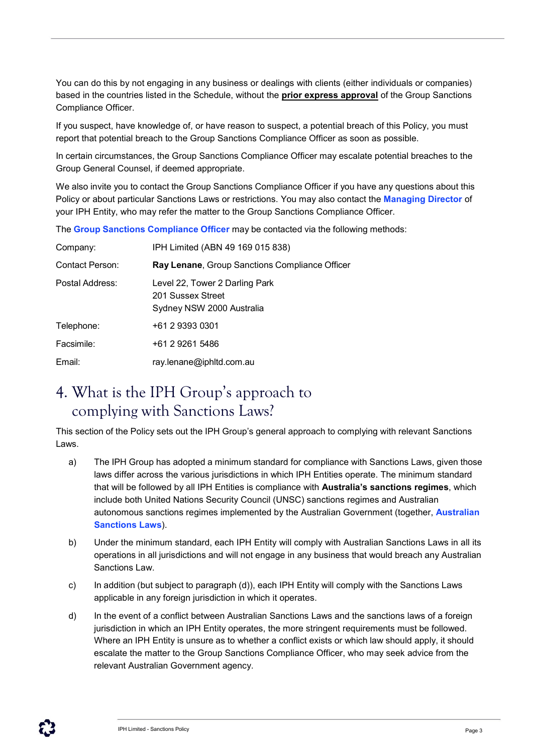You can do this by not engaging in any business or dealings with clients (either individuals or companies) based in the countries listed in the Schedule, without the **prior express approval** of the Group Sanctions Compliance Officer.

If you suspect, have knowledge of, or have reason to suspect, a potential breach of this Policy, you must report that potential breach to the Group Sanctions Compliance Officer as soon as possible.

In certain circumstances, the Group Sanctions Compliance Officer may escalate potential breaches to the Group General Counsel, if deemed appropriate.

We also invite you to contact the Group Sanctions Compliance Officer if you have any questions about this Policy or about particular Sanctions Laws or restrictions. You may also contact the **Managing Director** of your IPH Entity, who may refer the matter to the Group Sanctions Compliance Officer.

The **Group Sanctions Compliance Officer** may be contacted via the following methods:

| | |
|---|---|
| Company: | IPH Limited (ABN 49 169 015 838) |
| Contact Person: | **Ray Lenane**, Group Sanctions Compliance Officer |
| Postal Address: | Level 22, Tower 2 Darling Park<br>201 Sussex Street<br>Sydney NSW 2000 Australia |
| Telephone: | +61 2 9393 0301 |
| Facsimile: | +61 2 9261 5486 |
| Email: | ray.lenane@iphltd.com.au |

# 4. What is the IPH Group's approach to complying with Sanctions Laws?

This section of the Policy sets out the IPH Group's general approach to complying with relevant Sanctions Laws.

a) The IPH Group has adopted a minimum standard for compliance with Sanctions Laws, given those laws differ across the various jurisdictions in which IPH Entities operate. The minimum standard that will be followed by all IPH Entities is compliance with **Australia's sanctions regimes**, which include both United Nations Security Council (UNSC) sanctions regimes and Australian autonomous sanctions regimes implemented by the Australian Government (together, **Australian Sanctions Laws**).

b) Under the minimum standard, each IPH Entity will comply with Australian Sanctions Laws in all its operations in all jurisdictions and will not engage in any business that would breach any Australian Sanctions Law.

c) In addition (but subject to paragraph (d)), each IPH Entity will comply with the Sanctions Laws applicable in any foreign jurisdiction in which it operates.

d) In the event of a conflict between Australian Sanctions Laws and the sanctions laws of a foreign jurisdiction in which an IPH Entity operates, the more stringent requirements must be followed. Where an IPH Entity is unsure as to whether a conflict exists or which law should apply, it should escalate the matter to the Group Sanctions Compliance Officer, who may seek advice from the relevant Australian Government agency.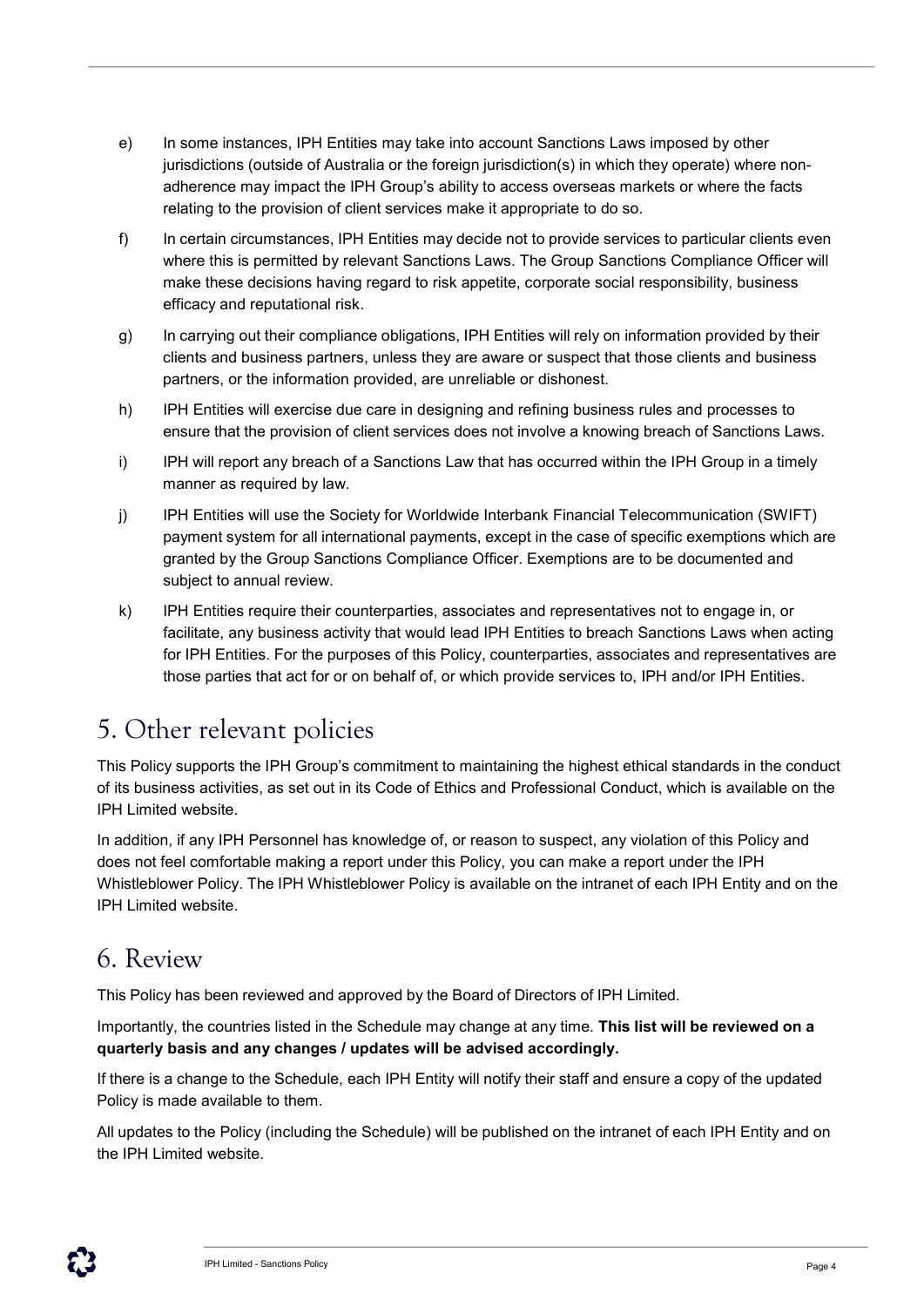e) In some instances, IPH Entities may take into account Sanctions Laws imposed by other jurisdictions (outside of Australia or the foreign jurisdiction(s) in which they operate) where non-adherence may impact the IPH Group's ability to access overseas markets or where the facts relating to the provision of client services make it appropriate to do so.

f) In certain circumstances, IPH Entities may decide not to provide services to particular clients even where this is permitted by relevant Sanctions Laws. The Group Sanctions Compliance Officer will make these decisions having regard to risk appetite, corporate social responsibility, business efficacy and reputational risk.

g) In carrying out their compliance obligations, IPH Entities will rely on information provided by their clients and business partners, unless they are aware or suspect that those clients and business partners, or the information provided, are unreliable or dishonest.

h) IPH Entities will exercise due care in designing and refining business rules and processes to ensure that the provision of client services does not involve a knowing breach of Sanctions Laws.

i) IPH will report any breach of a Sanctions Law that has occurred within the IPH Group in a timely manner as required by law.

j) IPH Entities will use the Society for Worldwide Interbank Financial Telecommunication (SWIFT) payment system for all international payments, except in the case of specific exemptions which are granted by the Group Sanctions Compliance Officer. Exemptions are to be documented and subject to annual review.

k) IPH Entities require their counterparties, associates and representatives not to engage in, or facilitate, any business activity that would lead IPH Entities to breach Sanctions Laws when acting for IPH Entities. For the purposes of this Policy, counterparties, associates and representatives are those parties that act for or on behalf of, or which provide services to, IPH and/or IPH Entities.

# 5. Other relevant policies

This Policy supports the IPH Group's commitment to maintaining the highest ethical standards in the conduct of its business activities, as set out in its Code of Ethics and Professional Conduct, which is available on the IPH Limited website.

In addition, if any IPH Personnel has knowledge of, or reason to suspect, any violation of this Policy and does not feel comfortable making a report under this Policy, you can make a report under the IPH Whistleblower Policy. The IPH Whistleblower Policy is available on the intranet of each IPH Entity and on the IPH Limited website.

# 6. Review

This Policy has been reviewed and approved by the Board of Directors of IPH Limited.

Importantly, the countries listed in the Schedule may change at any time. **This list will be reviewed on a quarterly basis and any changes / updates will be advised accordingly.**

If there is a change to the Schedule, each IPH Entity will notify their staff and ensure a copy of the updated Policy is made available to them.

All updates to the Policy (including the Schedule) will be published on the intranet of each IPH Entity and on the IPH Limited website.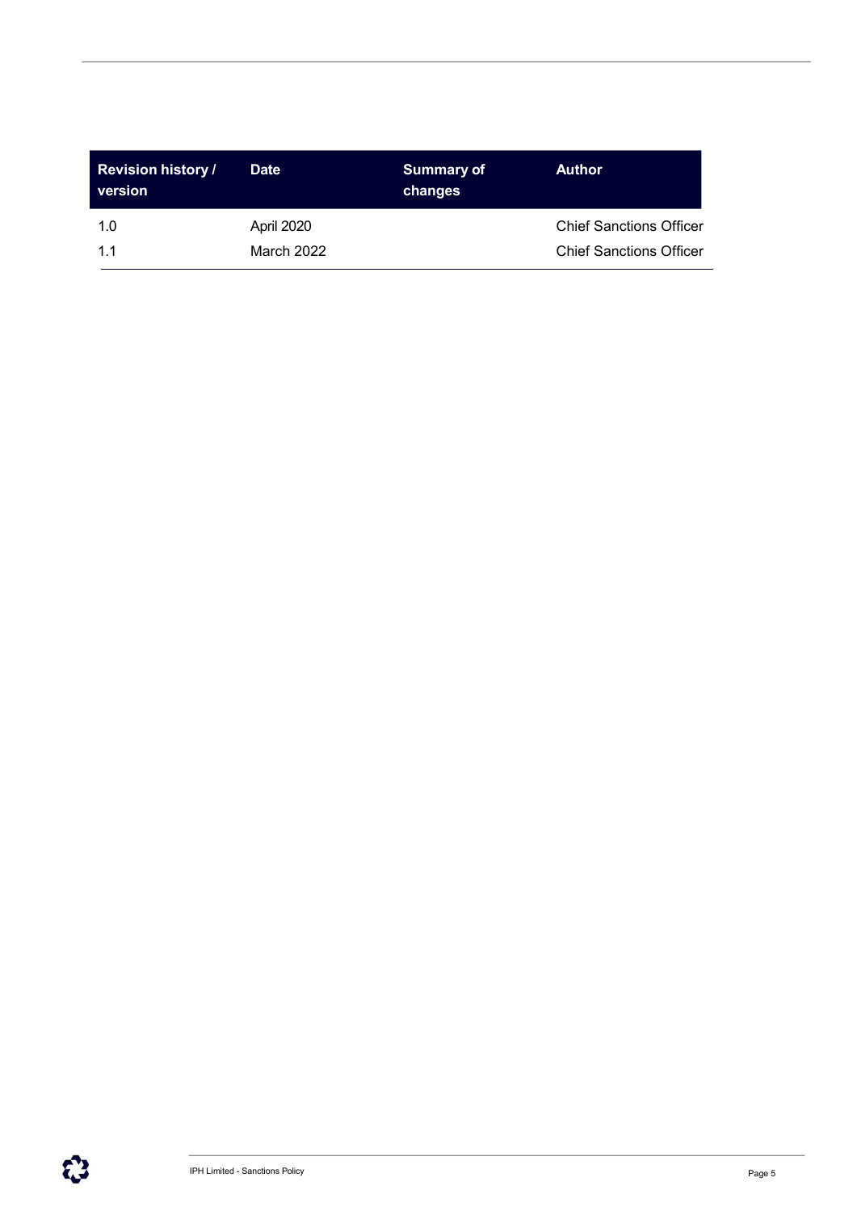| Revision history / version | Date | Summary of changes | Author |
| --- | --- | --- | --- |
| 1.0 | April 2020 | | Chief Sanctions Officer |
| 1.1 | March 2022 | | Chief Sanctions Officer |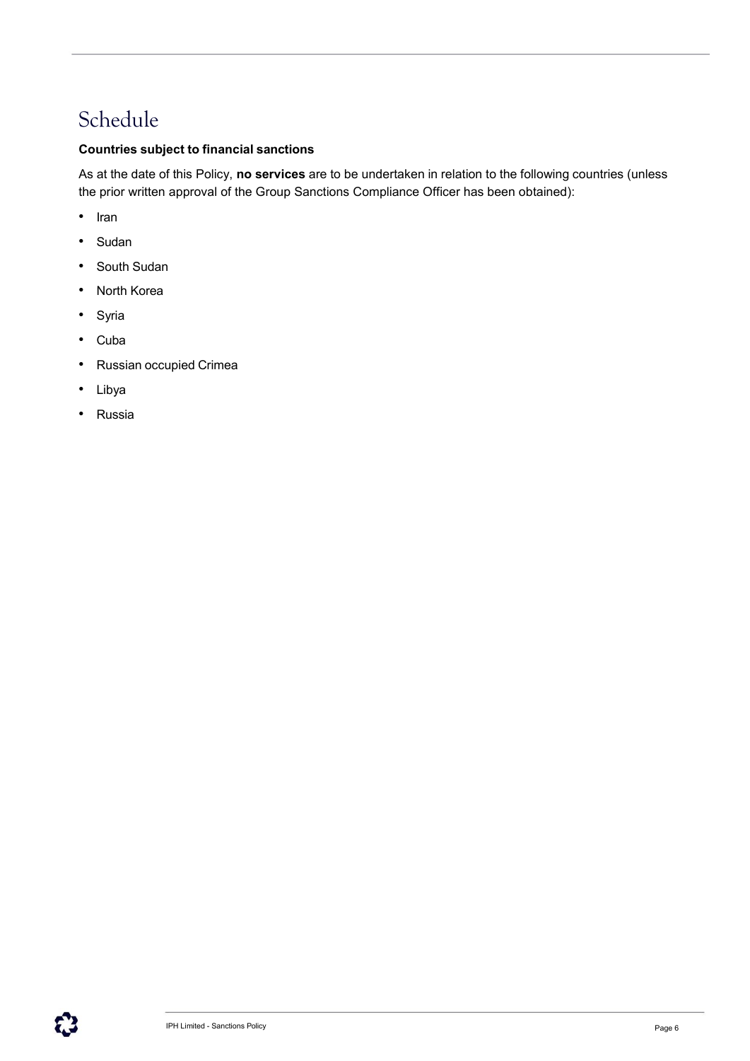# Schedule

**Countries subject to financial sanctions**

As at the date of this Policy, **no services** are to be undertaken in relation to the following countries (unless the prior written approval of the Group Sanctions Compliance Officer has been obtained):

- Iran
- Sudan
- South Sudan
- North Korea
- Syria
- Cuba
- Russian occupied Crimea
- Libya
- Russia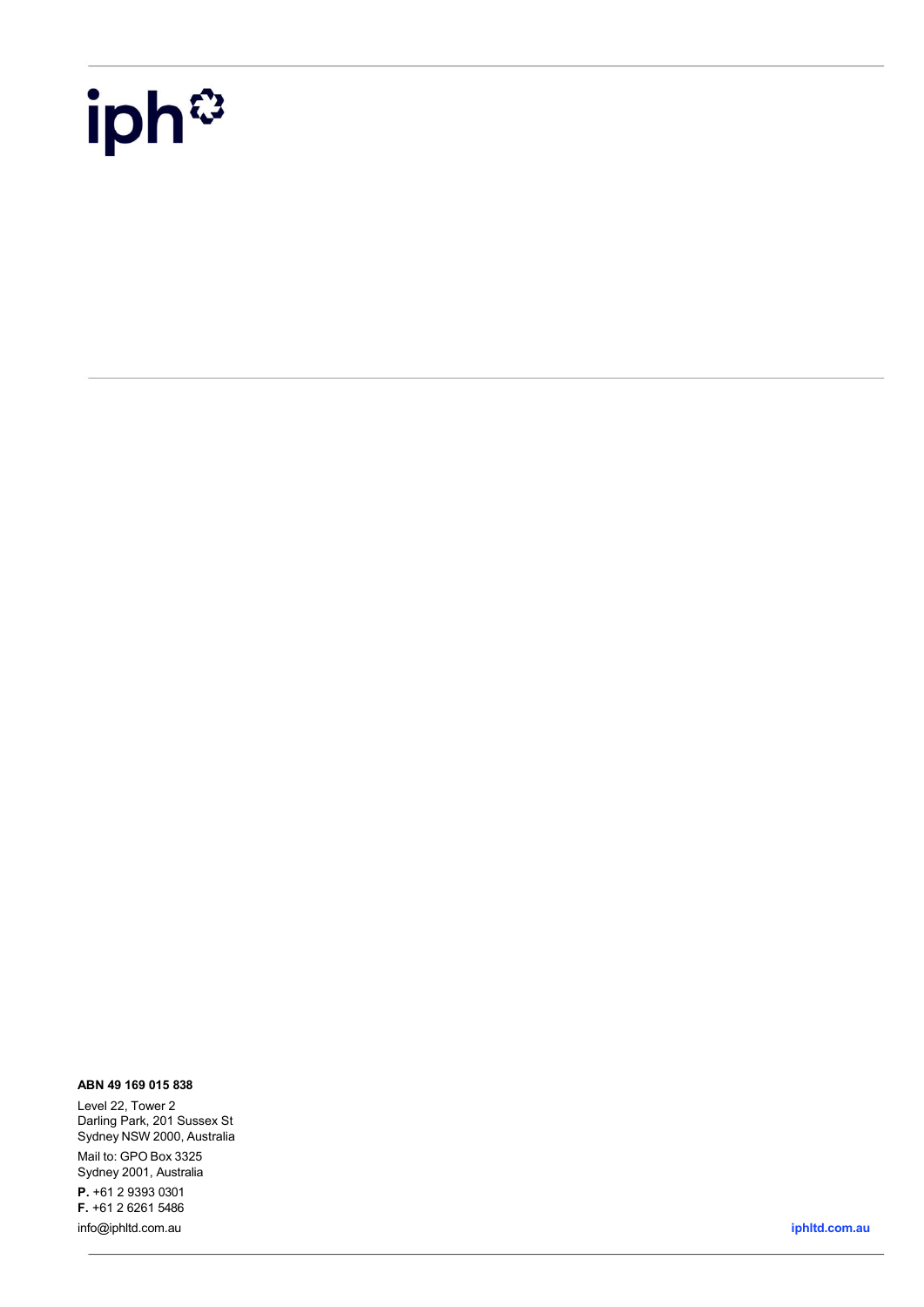iph

**ABN 49 169 015 838**

Level 22, Tower 2
Darling Park, 201 Sussex St
Sydney NSW 2000, Australia

Mail to: GPO Box 3325
Sydney 2001, Australia

**P.** +61 2 9393 0301
**F.** +61 2 6261 5486

info@iphltd.com.au

**iphltd.com.au**